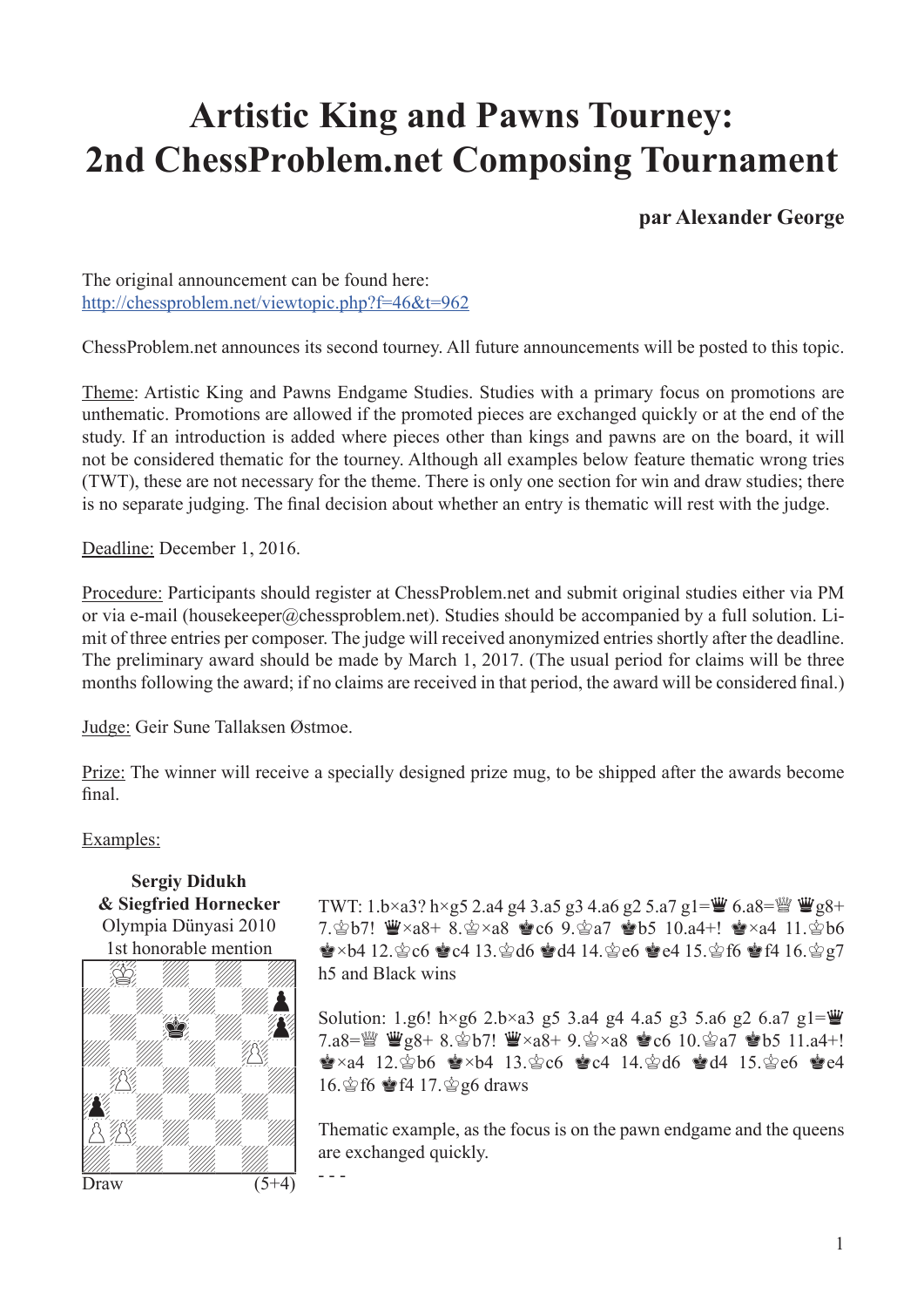# Artistic King and Pawns Tourney: 2nd ChessProblem.net Composing Tournament

**par Alexander George**

The original announcement can be found here: http://chessproblem.net/viewtopic.php?f=46&t=962

ChessProblem.net announces its second tourney. All future announcements will be posted to this topic.

Theme: Artistic King and Pawns Endgame Studies. Studies with a primary focus on promotions are unthematic. Promotions are allowed if the promoted pieces are exchanged quickly or at the end of the study. If an introduction is added where pieces other than kings and pawns are on the board, it will not be considered thematic for the tourney. Although all examples below feature thematic wrong tries (TWT), these are not necessary for the theme. There is only one section for win and draw studies; there is no separate judging. The final decision about whether an entry is thematic will rest with the judge.

Deadline: December 1, 2016.

Procedure: Participants should register at ChessProblem.net and submit original studies either via PM or via e-mail (housekeeper@chessproblem.net). Studies should be accompanied by a full solution. Limit of three entries per composer. The judge will received anonymized entries shortly after the deadline. The preliminary award should be made by March 1, 2017. (The usual period for claims will be three months following the award; if no claims are received in that period, the award will be considered final.)

Judge: Geir Sune Tallaksen Østmoe.

Prize: The winner will receive a specially designed prize mug, to be shipped after the awards become final.

Examples:

**Sergiy Didukh**
**& Siegfried Hornecker**
Olympia Dünyasi 2010
1st honorable mention

Draw (5+4)

TWT: 1.b×a3? h×g5 2.a4 g4 3.a5 g3 4.a6 g2 5.a7 g1=♛ 6.a8=♕ ♛g8+ 7.♔b7! ♛×a8+ 8.♔×a8 ♚c6 9.♔a7 ♚b5 10.a4+! ♚×a4 11.♔b6 ♚×b4 12.♔c6 ♚c4 13.♔d6 ♚d4 14.♔e6 ♚e4 15.♔f6 ♚f4 16.♔g7 h5 and Black wins

Solution: 1.g6! h×g6 2.b×a3 g5 3.a4 g4 4.a5 g3 5.a6 g2 6.a7 g1=♛ 7.a8=♕ ♛g8+ 8.♔b7! ♛×a8+ 9.♔×a8 ♚c6 10.♔a7 ♚b5 11.a4+! ♚×a4 12.♔b6 ♚×b4 13.♔c6 ♚c4 14.♔d6 ♚d4 15.♔e6 ♚e4 16.♔f6 ♚f4 17.♔g6 draws

Thematic example, as the focus is on the pawn endgame and the queens are exchanged quickly.

- - -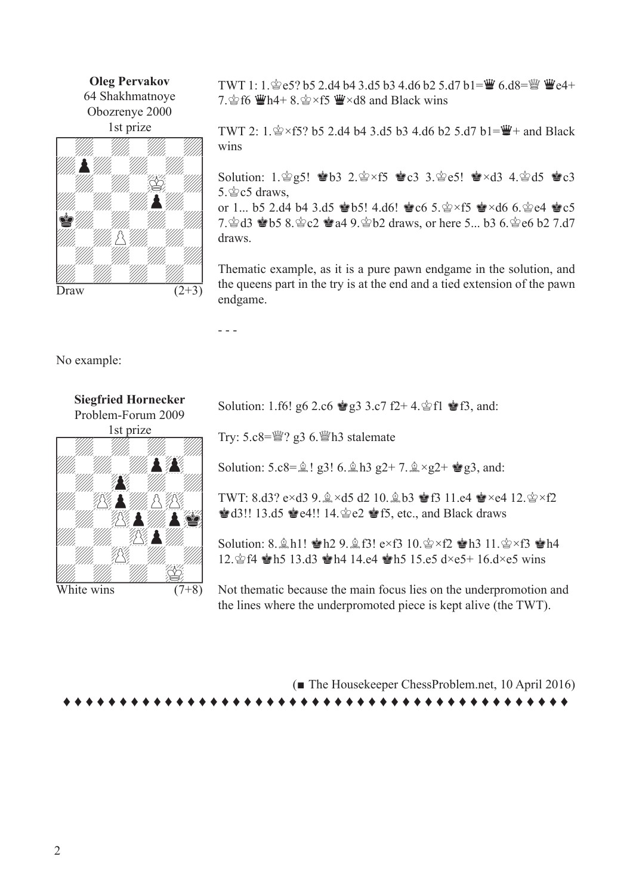**Oleg Pervakov**
64 Shakhmatnoye
Obozrenye 2000
1st prize

Draw (2+3)

TWT 1: 1.♔e5? b5 2.d4 b4 3.d5 b3 4.d6 b2 5.d7 b1=♛ 6.d8=♕ ♛e4+ 7.♔f6 ♛h4+ 8.♔×f5 ♛×d8 and Black wins

TWT 2: 1.♔×f5? b5 2.d4 b4 3.d5 b3 4.d6 b2 5.d7 b1=♛+ and Black wins

Solution: 1.♔g5! ♚b3 2.♔×f5 ♚c3 3.♔e5! ♚×d3 4.♔d5 ♚c3 5.♔c5 draws,
or 1... b5 2.d4 b4 3.d5 ♚b5! 4.d6! ♚c6 5.♔×f5 ♚×d6 6.♔e4 ♚c5 7.♔d3 ♚b5 8.♔c2 ♚a4 9.♔b2 draws, or here 5... b3 6.♔e6 b2 7.d7 draws.

Thematic example, as it is a pure pawn endgame in the solution, and the queens part in the try is at the end and a tied extension of the pawn endgame.

- - -

No example:

**Siegfried Hornecker**
Problem-Forum 2009
1st prize

White wins (7+8)

Solution: 1.f6! g6 2.c6 ♚g3 3.c7 f2+ 4.♔f1 ♚f3, and:

Try: 5.c8=♕? g3 6.♕h3 stalemate

Solution: 5.c8=♗! g3! 6.♗h3 g2+ 7.♗×g2+ ♚g3, and:

TWT: 8.d3? e×d3 9.♗×d5 d2 10.♗b3 ♚f3 11.e4 ♚×e4 12.♔×f2 ♚d3!! 13.d5 ♚e4!! 14.♔e2 ♚f5, etc., and Black draws

Solution: 8.♗h1! ♚h2 9.♗f3! e×f3 10.♔×f2 ♚h3 11.♔×f3 ♚h4 12.♔f4 ♚h5 13.d3 ♚h4 14.e4 ♚h5 15.e5 d×e5+ 16.d×e5 wins

Not thematic because the main focus lies on the underpromotion and the lines where the underpromoted piece is kept alive (the TWT).

(■ The Housekeeper ChessProblem.net, 10 April 2016)

♦♦♦♦♦♦♦♦♦♦♦♦♦♦♦♦♦♦♦♦♦♦♦♦♦♦♦♦♦♦♦♦♦♦♦♦♦♦♦♦♦♦♦♦♦♦♦